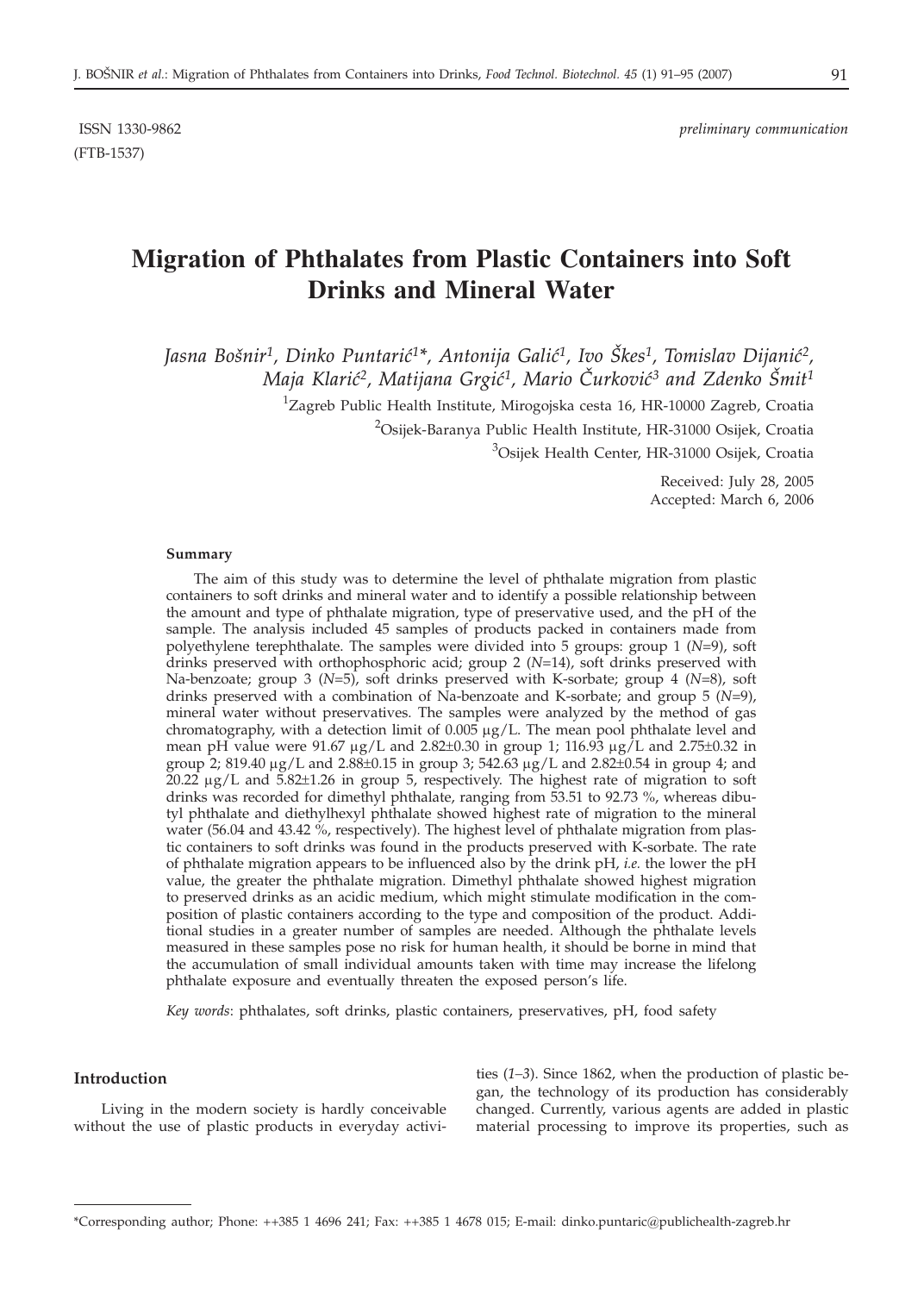ISSN 1330-9862 *preliminary communication*

(FTB-1537)

# Migration of Phthalates from Plastic Containers into Soft Drinks and Mineral Water

*Jasna Bošnir[1], Dinko Puntarić[1]\*, Antonija Galić[1], Ivo Škes[1], Tomislav Dijanić[2], Maja Klarić[2], Matijana Grgić[1], Mario Čurković[3] and Zdenko Šmit[1]*

[1]Zagreb Public Health Institute, Mirogojska cesta 16, HR-10000 Zagreb, Croatia

[2]Osijek-Baranya Public Health Institute, HR-31000 Osijek, Croatia

[3]Osijek Health Center, HR-31000 Osijek, Croatia

Received: July 28, 2005
Accepted: March 6, 2006

#### Summary

The aim of this study was to determine the level of phthalate migration from plastic containers to soft drinks and mineral water and to identify a possible relationship between the amount and type of phthalate migration, type of preservative used, and the pH of the sample. The analysis included 45 samples of products packed in containers made from polyethylene terephthalate. The samples were divided into 5 groups: group 1 (*N*=9), soft drinks preserved with orthophosphoric acid; group 2 (*N*=14), soft drinks preserved with Na-benzoate; group 3 (*N*=5), soft drinks preserved with K-sorbate; group 4 (*N*=8), soft drinks preserved with a combination of Na-benzoate and K-sorbate; and group 5 (*N*=9), mineral water without preservatives. The samples were analyzed by the method of gas chromatography, with a detection limit of 0.005 μg/L. The mean pool phthalate level and mean pH value were 91.67 μg/L and 2.82±0.30 in group 1; 116.93 μg/L and 2.75±0.32 in group 2; 819.40 μg/L and 2.88±0.15 in group 3; 542.63 μg/L and 2.82±0.54 in group 4; and 20.22 μg/L and 5.82±1.26 in group 5, respectively. The highest rate of migration to soft drinks was recorded for dimethyl phthalate, ranging from 53.51 to 92.73 %, whereas dibutyl phthalate and diethylhexyl phthalate showed highest rate of migration to the mineral water (56.04 and 43.42 %, respectively). The highest level of phthalate migration from plastic containers to soft drinks was found in the products preserved with K-sorbate. The rate of phthalate migration appears to be influenced also by the drink pH, *i.e.* the lower the pH value, the greater the phthalate migration. Dimethyl phthalate showed highest migration to preserved drinks as an acidic medium, which might stimulate modification in the composition of plastic containers according to the type and composition of the product. Additional studies in a greater number of samples are needed. Although the phthalate levels measured in these samples pose no risk for human health, it should be borne in mind that the accumulation of small individual amounts taken with time may increase the lifelong phthalate exposure and eventually threaten the exposed person's life.

*Key words*: phthalates, soft drinks, plastic containers, preservatives, pH, food safety

#### Introduction

Living in the modern society is hardly conceivable without the use of plastic products in everyday activities (*1–3*). Since 1862, when the production of plastic began, the technology of its production has considerably changed. Currently, various agents are added in plastic material processing to improve its properties, such as

---

\*Corresponding author; Phone: ++385 1 4696 241; Fax: ++385 1 4678 015; E-mail: dinko.puntaric@publichealth-zagreb.hr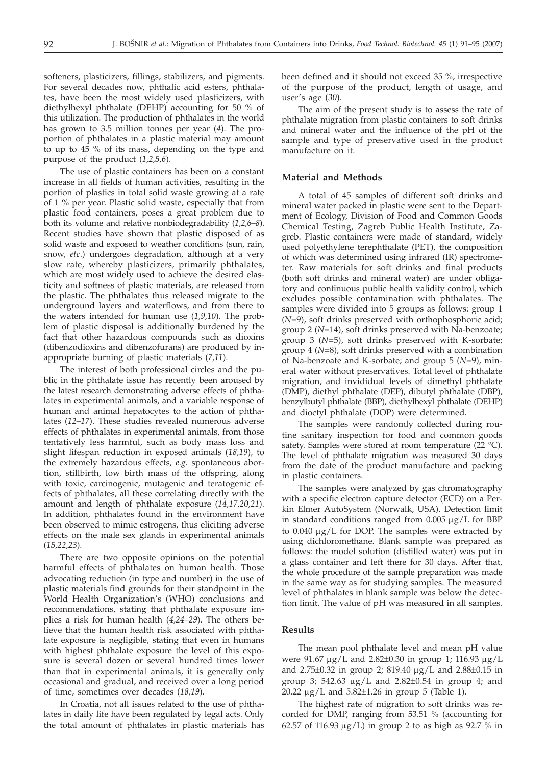softeners, plasticizers, fillings, stabilizers, and pigments. For several decades now, phthalic acid esters, phthalates, have been the most widely used plasticizers, with diethylhexyl phthalate (DEHP) accounting for 50 % of this utilization. The production of phthalates in the world has grown to 3.5 million tonnes per year (*4*). The proportion of phthalates in a plastic material may amount to up to 45 % of its mass, depending on the type and purpose of the product (*1,2,5,6*).

The use of plastic containers has been on a constant increase in all fields of human activities, resulting in the portion of plastics in total solid waste growing at a rate of 1 % per year. Plastic solid waste, especially that from plastic food containers, poses a great problem due to both its volume and relative nonbiodegradability (*1,2,6–8*). Recent studies have shown that plastic disposed of as solid waste and exposed to weather conditions (sun, rain, snow, *etc.*) undergoes degradation, although at a very slow rate, whereby plasticizers, primarily phthalates, which are most widely used to achieve the desired elasticity and softness of plastic materials, are released from the plastic. The phthalates thus released migrate to the underground layers and waterflows, and from there to the waters intended for human use (*1,9,10*). The problem of plastic disposal is additionally burdened by the fact that other hazardous compounds such as dioxins (dibenzodioxins and dibenzofurans) are produced by inappropriate burning of plastic materials (*7,11*).

The interest of both professional circles and the public in the phthalate issue has recently been aroused by the latest research demonstrating adverse effects of phthalates in experimental animals, and a variable response of human and animal hepatocytes to the action of phthalates (*12–17*). These studies revealed numerous adverse effects of phthalates in experimental animals, from those tentatively less harmful, such as body mass loss and slight lifespan reduction in exposed animals (*18,19*), to the extremely hazardous effects, *e.g.* spontaneous abortion, stillbirth, low birth mass of the offspring, along with toxic, carcinogenic, mutagenic and teratogenic effects of phthalates, all these correlating directly with the amount and length of phthalate exposure (*14,17,20,21*). In addition, phthalates found in the environment have been observed to mimic estrogens, thus eliciting adverse effects on the male sex glands in experimental animals (*15,22,23*).

There are two opposite opinions on the potential harmful effects of phthalates on human health. Those advocating reduction (in type and number) in the use of plastic materials find grounds for their standpoint in the World Health Organization's (WHO) conclusions and recommendations, stating that phthalate exposure implies a risk for human health (*4,24–29*). The others believe that the human health risk associated with phthalate exposure is negligible, stating that even in humans with highest phthalate exposure the level of this exposure is several dozen or several hundred times lower than that in experimental animals, it is generally only occasional and gradual, and received over a long period of time, sometimes over decades (*18,19*).

In Croatia, not all issues related to the use of phthalates in daily life have been regulated by legal acts. Only the total amount of phthalates in plastic materials has been defined and it should not exceed 35 %, irrespective of the purpose of the product, length of usage, and user's age (*30*).

The aim of the present study is to assess the rate of phthalate migration from plastic containers to soft drinks and mineral water and the influence of the pH of the sample and type of preservative used in the product manufacture on it.

## Material and Methods

A total of 45 samples of different soft drinks and mineral water packed in plastic were sent to the Department of Ecology, Division of Food and Common Goods Chemical Testing, Zagreb Public Health Institute, Zagreb. Plastic containers were made of standard, widely used polyethylene terephthalate (PET), the composition of which was determined using infrared (IR) spectrometer. Raw materials for soft drinks and final products (both soft drinks and mineral water) are under obligatory and continuous public health validity control, which excludes possible contamination with phthalates. The samples were divided into 5 groups as follows: group 1 (*N*=9), soft drinks preserved with orthophosphoric acid; group 2 (*N*=14), soft drinks preserved with Na-benzoate; group 3 (*N*=5), soft drinks preserved with K-sorbate; group 4 (*N*=8), soft drinks preserved with a combination of Na-benzoate and K-sorbate; and group 5 (*N*=9), mineral water without preservatives. Total level of phthalate migration, and invididual levels of dimethyl phthalate (DMP), diethyl phthalate (DEP), dibutyl phthalate (DBP), benzylbutyl phthalate (BBP), diethylhexyl phthalate (DEHP) and dioctyl phthalate (DOP) were determined.

The samples were randomly collected during routine sanitary inspection for food and common goods safety. Samples were stored at room temperature (22 °C). The level of phthalate migration was measured 30 days from the date of the product manufacture and packing in plastic containers.

The samples were analyzed by gas chromatography with a specific electron capture detector (ECD) on a Perkin Elmer AutoSystem (Norwalk, USA). Detection limit in standard conditions ranged from 0.005 μg/L for BBP to 0.040 μg/L for DOP. The samples were extracted by using dichloromethane. Blank sample was prepared as follows: the model solution (distilled water) was put in a glass container and left there for 30 days. After that, the whole procedure of the sample preparation was made in the same way as for studying samples. The measured level of phthalates in blank sample was below the detection limit. The value of pH was measured in all samples.

## Results

The mean pool phthalate level and mean pH value were 91.67 μg/L and 2.82±0.30 in group 1; 116.93 μg/L and 2.75±0.32 in group 2; 819.40 μg/L and 2.88±0.15 in group 3; 542.63 μg/L and 2.82±0.54 in group 4; and 20.22 μg/L and 5.82±1.26 in group 5 (Table 1).

The highest rate of migration to soft drinks was recorded for DMP, ranging from 53.51 % (accounting for 62.57 of 116.93 μg/L) in group 2 to as high as 92.7 % in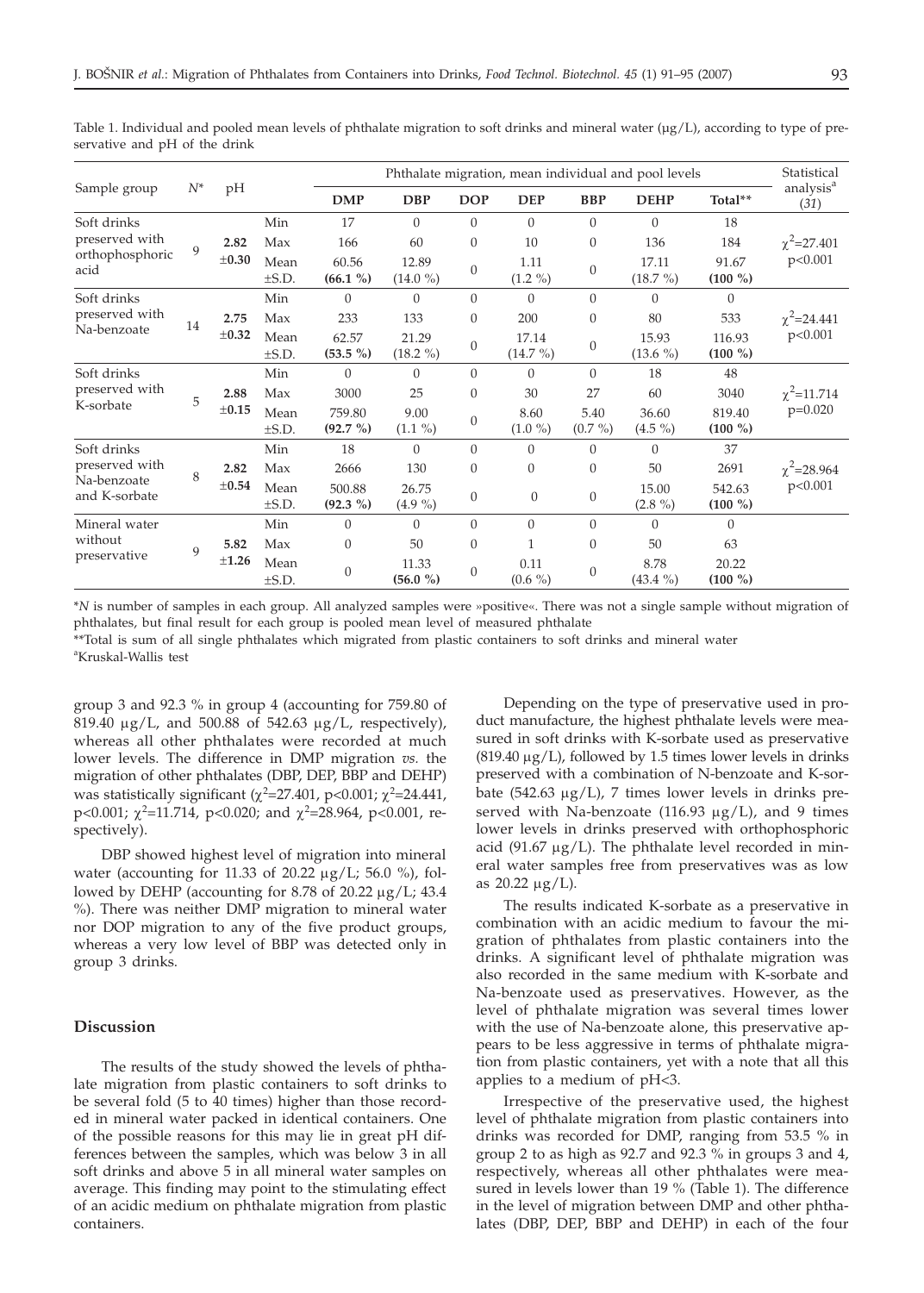Table 1. Individual and pooled mean levels of phthalate migration to soft drinks and mineral water (μg/L), according to type of preservative and pH of the drink

| Sample group | $N$* | pH | | DMP | DBP | DOP | DEP | BBP | DEHP | Total** | Statistical analysis[a] (31) |
|---|---|---|---|---|---|---|---|---|---|---|---|
| | | | | Phthalate migration, mean individual and pool levels | | | | | | | |
| Soft drinks preserved with orthophosphoric acid | 9 | **2.82 ±0.30** | Min | 17 | 0 | 0 | 0 | 0 | 0 | 18 | $\chi^2$=27.401 p<0.001 |
| | | | Max | 166 | 60 | 0 | 10 | 0 | 136 | 184 | |
| | | | Mean ±S.D. | 60.56 **(66.1 %)** | 12.89 (14.0 %) | 0 | 1.11 (1.2 %) | 0 | 17.11 (18.7 %) | 91.67 **(100 %)** | |
| Soft drinks preserved with Na-benzoate | 14 | **2.75 ±0.32** | Min | 0 | 0 | 0 | 0 | 0 | 0 | 0 | $\chi^2$=24.441 p<0.001 |
| | | | Max | 233 | 133 | 0 | 200 | 0 | 80 | 533 | |
| | | | Mean ±S.D. | 62.57 **(53.5 %)** | 21.29 (18.2 %) | 0 | 17.14 (14.7 %) | 0 | 15.93 (13.6 %) | 116.93 **(100 %)** | |
| Soft drinks preserved with K-sorbate | 5 | **2.88 ±0.15** | Min | 0 | 0 | 0 | 0 | 0 | 18 | 48 | $\chi^2$=11.714 p=0.020 |
| | | | Max | 3000 | 25 | 0 | 30 | 27 | 60 | 3040 | |
| | | | Mean ±S.D. | 759.80 **(92.7 %)** | 9.00 (1.1 %) | 0 | 8.60 (1.0 %) | 5.40 (0.7 %) | 36.60 (4.5 %) | 819.40 **(100 %)** | |
| Soft drinks preserved with Na-benzoate and K-sorbate | 8 | **2.82 ±0.54** | Min | 18 | 0 | 0 | 0 | 0 | 0 | 37 | $\chi^2$=28.964 p<0.001 |
| | | | Max | 2666 | 130 | 0 | 0 | 0 | 50 | 2691 | |
| | | | Mean ±S.D. | 500.88 **(92.3 %)** | 26.75 (4.9 %) | 0 | 0 | 0 | 15.00 (2.8 %) | 542.63 **(100 %)** | |
| Mineral water without preservative | 9 | **5.82 ±1.26** | Min | 0 | 0 | 0 | 0 | 0 | 0 | 0 | |
| | | | Max | 0 | 50 | 0 | 1 | 0 | 50 | 63 | |
| | | | Mean ±S.D. | 0 | 11.33 **(56.0 %)** | 0 | 0.11 (0.6 %) | 0 | 8.78 (43.4 %) | 20.22 **(100 %)** | |

*$N$ is number of samples in each group. All analyzed samples were »positive«. There was not a single sample without migration of phthalates, but final result for each group is pooled mean level of measured phthalate

**Total is sum of all single phthalates which migrated from plastic containers to soft drinks and mineral water

[a]Kruskal-Wallis test

group 3 and 92.3 % in group 4 (accounting for 759.80 of 819.40 μg/L, and 500.88 of 542.63 μg/L, respectively), whereas all other phthalates were recorded at much lower levels. The difference in DMP migration *vs.* the migration of other phthalates (DBP, DEP, BBP and DEHP) was statistically significant ($\chi^2$=27.401, p<0.001; $\chi^2$=24.441, p<0.001; $\chi^2$=11.714, p<0.020; and $\chi^2$=28.964, p<0.001, respectively).

DBP showed highest level of migration into mineral water (accounting for 11.33 of 20.22 μg/L; 56.0 %), followed by DEHP (accounting for 8.78 of 20.22 μg/L; 43.4 %). There was neither DMP migration to mineral water nor DOP migration to any of the five product groups, whereas a very low level of BBP was detected only in group 3 drinks.

## Discussion

The results of the study showed the levels of phthalate migration from plastic containers to soft drinks to be several fold (5 to 40 times) higher than those recorded in mineral water packed in identical containers. One of the possible reasons for this may lie in great pH differences between the samples, which was below 3 in all soft drinks and above 5 in all mineral water samples on average. This finding may point to the stimulating effect of an acidic medium on phthalate migration from plastic containers.

Depending on the type of preservative used in product manufacture, the highest phthalate levels were measured in soft drinks with K-sorbate used as preservative (819.40 μg/L), followed by 1.5 times lower levels in drinks preserved with a combination of N-benzoate and K-sorbate (542.63 μg/L), 7 times lower levels in drinks preserved with Na-benzoate (116.93 μg/L), and 9 times lower levels in drinks preserved with orthophosphoric acid (91.67 μg/L). The phthalate level recorded in mineral water samples free from preservatives was as low as 20.22 μg/L).

The results indicated K-sorbate as a preservative in combination with an acidic medium to favour the migration of phthalates from plastic containers into the drinks. A significant level of phthalate migration was also recorded in the same medium with K-sorbate and Na-benzoate used as preservatives. However, as the level of phthalate migration was several times lower with the use of Na-benzoate alone, this preservative appears to be less aggressive in terms of phthalate migration from plastic containers, yet with a note that all this applies to a medium of pH<3.

Irrespective of the preservative used, the highest level of phthalate migration from plastic containers into drinks was recorded for DMP, ranging from 53.5 % in group 2 to as high as 92.7 and 92.3 % in groups 3 and 4, respectively, whereas all other phthalates were measured in levels lower than 19 % (Table 1). The difference in the level of migration between DMP and other phthalates (DBP, DEP, BBP and DEHP) in each of the four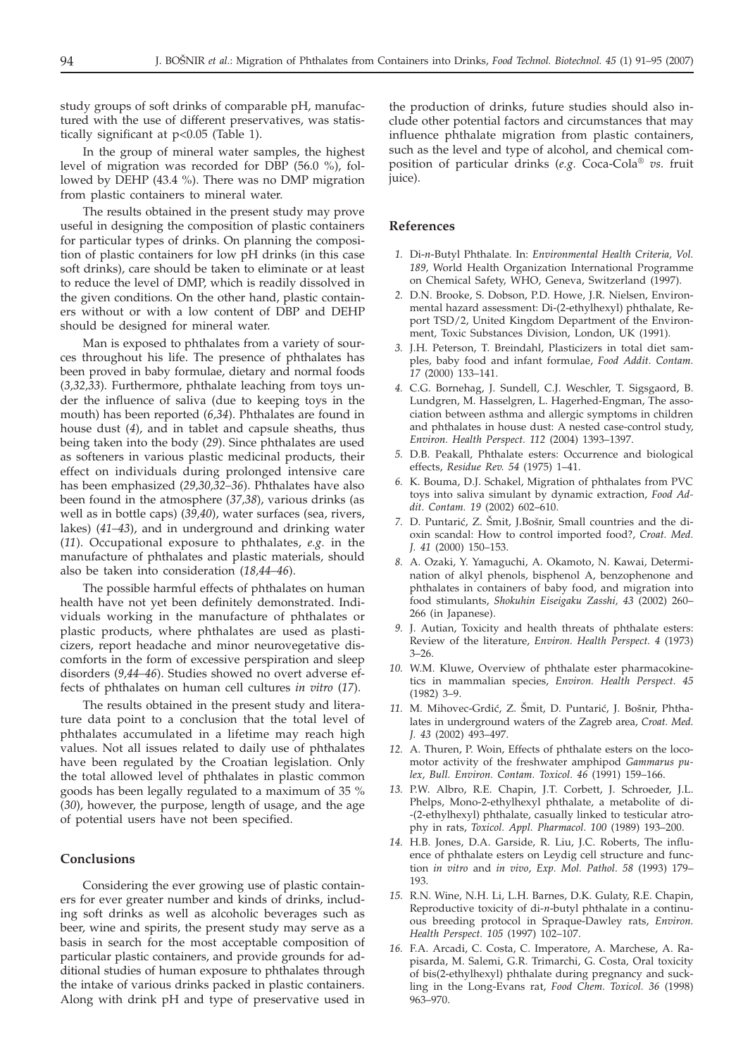study groups of soft drinks of comparable pH, manufactured with the use of different preservatives, was statistically significant at $p<0.05$ (Table 1).

In the group of mineral water samples, the highest level of migration was recorded for DBP (56.0 %), followed by DEHP (43.4 %). There was no DMP migration from plastic containers to mineral water.

The results obtained in the present study may prove useful in designing the composition of plastic containers for particular types of drinks. On planning the composition of plastic containers for low pH drinks (in this case soft drinks), care should be taken to eliminate or at least to reduce the level of DMP, which is readily dissolved in the given conditions. On the other hand, plastic containers without or with a low content of DBP and DEHP should be designed for mineral water.

Man is exposed to phthalates from a variety of sources throughout his life. The presence of phthalates has been proved in baby formulae, dietary and normal foods (*3,32,33*). Furthermore, phthalate leaching from toys under the influence of saliva (due to keeping toys in the mouth) has been reported (*6,34*). Phthalates are found in house dust (*4*), and in tablet and capsule sheaths, thus being taken into the body (*29*). Since phthalates are used as softeners in various plastic medicinal products, their effect on individuals during prolonged intensive care has been emphasized (*29,30,32–36*). Phthalates have also been found in the atmosphere (*37,38*), various drinks (as well as in bottle caps) (*39,40*), water surfaces (sea, rivers, lakes) (*41–43*), and in underground and drinking water (*11*). Occupational exposure to phthalates, *e.g.* in the manufacture of phthalates and plastic materials, should also be taken into consideration (*18,44–46*).

The possible harmful effects of phthalates on human health have not yet been definitely demonstrated. Individuals working in the manufacture of phthalates or plastic products, where phthalates are used as plasticizers, report headache and minor neurovegetative discomforts in the form of excessive perspiration and sleep disorders (*9,44–46*). Studies showed no overt adverse effects of phthalates on human cell cultures *in vitro* (*17*).

The results obtained in the present study and literature data point to a conclusion that the total level of phthalates accumulated in a lifetime may reach high values. Not all issues related to daily use of phthalates have been regulated by the Croatian legislation. Only the total allowed level of phthalates in plastic common goods has been legally regulated to a maximum of 35 % (*30*), however, the purpose, length of usage, and the age of potential users have not been specified.

## Conclusions

Considering the ever growing use of plastic containers for ever greater number and kinds of drinks, including soft drinks as well as alcoholic beverages such as beer, wine and spirits, the present study may serve as a basis in search for the most acceptable composition of particular plastic containers, and provide grounds for additional studies of human exposure to phthalates through the intake of various drinks packed in plastic containers. Along with drink pH and type of preservative used in the production of drinks, future studies should also include other potential factors and circumstances that may influence phthalate migration from plastic containers, such as the level and type of alcohol, and chemical composition of particular drinks (*e.g.* Coca-Cola® *vs.* fruit juice).

## References

1. Di-*n*-Butyl Phthalate. In: *Environmental Health Criteria, Vol. 189*, World Health Organization International Programme on Chemical Safety, WHO, Geneva, Switzerland (1997).
2. D.N. Brooke, S. Dobson, P.D. Howe, J.R. Nielsen, Environmental hazard assessment: Di-(2-ethylhexyl) phthalate, Report TSD/2, United Kingdom Department of the Environment, Toxic Substances Division, London, UK (1991).
3. J.H. Peterson, T. Breindahl, Plasticizers in total diet samples, baby food and infant formulae, *Food Addit. Contam. 17* (2000) 133–141.
4. C.G. Bornehag, J. Sundell, C.J. Weschler, T. Sigsgaord, B. Lundgren, M. Hasselgren, L. Hagerhed-Engman, The association between asthma and allergic symptoms in children and phthalates in house dust: A nested case-control study, *Environ. Health Perspect. 112* (2004) 1393–1397.
5. D.B. Peakall, Phthalate esters: Occurrence and biological effects, *Residue Rev. 54* (1975) 1–41.
6. K. Bouma, D.J. Schakel, Migration of phthalates from PVC toys into saliva simulant by dynamic extraction, *Food Addit. Contam. 19* (2002) 602–610.
7. D. Puntarić, Z. Šmit, J.Bošnir, Small countries and the dioxin scandal: How to control imported food?, *Croat. Med. J. 41* (2000) 150–153.
8. A. Ozaki, Y. Yamaguchi, A. Okamoto, N. Kawai, Determination of alkyl phenols, bisphenol A, benzophenone and phthalates in containers of baby food, and migration into food stimulants, *Shokuhin Eiseigaku Zasshi, 43* (2002) 260–266 (in Japanese).
9. J. Autian, Toxicity and health threats of phthalate esters: Review of the literature, *Environ. Health Perspect. 4* (1973) 3–26.
10. W.M. Kluwe, Overview of phthalate ester pharmacokinetics in mammalian species, *Environ. Health Perspect. 45* (1982) 3–9.
11. M. Mihovec-Grdić, Z. Šmit, D. Puntarić, J. Bošnir, Phthalates in underground waters of the Zagreb area, *Croat. Med. J. 43* (2002) 493–497.
12. A. Thuren, P. Woin, Effects of phthalate esters on the locomotor activity of the freshwater amphipod *Gammarus pulex*, *Bull. Environ. Contam. Toxicol. 46* (1991) 159–166.
13. P.W. Albro, R.E. Chapin, J.T. Corbett, J. Schroeder, J.L. Phelps, Mono-2-ethylhexyl phthalate, a metabolite of di-(2-ethylhexyl) phthalate, casually linked to testicular atrophy in rats, *Toxicol. Appl. Pharmacol. 100* (1989) 193–200.
14. H.B. Jones, D.A. Garside, R. Liu, J.C. Roberts, The influence of phthalate esters on Leydig cell structure and function *in vitro* and *in vivo*, *Exp. Mol. Pathol. 58* (1993) 179–193.
15. R.N. Wine, N.H. Li, L.H. Barnes, D.K. Gulaty, R.E. Chapin, Reproductive toxicity of di-*n*-butyl phthalate in a continuous breeding protocol in Spraque-Dawley rats, *Environ. Health Perspect. 105* (1997) 102–107.
16. F.A. Arcadi, C. Costa, C. Imperatore, A. Marchese, A. Rapisarda, M. Salemi, G.R. Trimarchi, G. Costa, Oral toxicity of bis(2-ethylhexyl) phthalate during pregnancy and suckling in the Long-Evans rat, *Food Chem. Toxicol. 36* (1998) 963–970.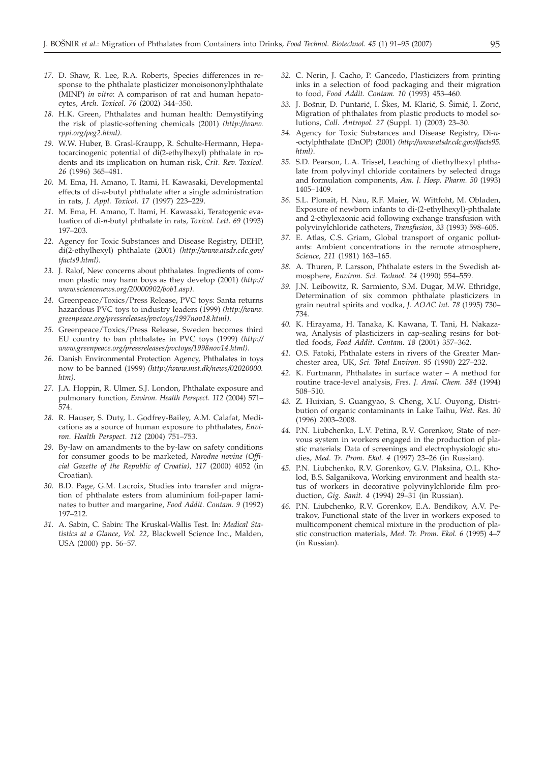17. D. Shaw, R. Lee, R.A. Roberts, Species differences in response to the phthalate plasticizer monoisononylphthalate (MINP) *in vitro*: A comparison of rat and human hepatocytes, *Arch. Toxicol. 76* (2002) 344–350.

18. H.K. Green, Phthalates and human health: Demystifying the risk of plastic-softening chemicals (2001) *(http://www.rppi.org/peg2.html)*.

19. W.W. Huber, B. Grasl-Kraupp, R. Schulte-Hermann, Hepatocarcinogenic potential of di(2-ethylhexyl) phthalate in rodents and its implication on human risk, *Crit. Rev. Toxicol. 26* (1996) 365–481.

20. M. Ema, H. Amano, T. Itami, H. Kawasaki, Developmental effects of di-*n*-butyl phthalate after a single administration in rats, *J. Appl. Toxicol. 17* (1997) 223–229.

21. M. Ema, H. Amano, T. Itami, H. Kawasaki, Teratogenic evaluation of di-*n*-butyl phthalate in rats, *Toxicol. Lett. 69* (1993) 197–203.

22. Agency for Toxic Substances and Disease Registry, DEHP, di(2-ethylhexyl) phthalate (2001) *(http://www.atsdr.cdc.gov/tfacts9.html)*.

23. J. Ralof, New concerns about phthalates. Ingredients of common plastic may harm boys as they develop (2001) *(http://www.sciencenews.org/20000902/bob1.asp)*.

24. Greenpeace/Toxics/Press Release, PVC toys: Santa returns hazardous PVC toys to industry leaders (1999) *(http://www.greenpeace.org/pressreleases/pvctoys/1997nov18.html)*.

25. Greenpeace/Toxics/Press Release, Sweden becomes third EU country to ban phthalates in PVC toys (1999) *(http://www.greenpeace.org/pressreleases/pvctoys/1998nov14.html).*

26. Danish Environmental Protection Agency, Phthalates in toys now to be banned (1999) *(http://www.mst.dk/news/02020000.htm).*

27. J.A. Hoppin, R. Ulmer, S.J. London, Phthalate exposure and pulmonary function, *Environ. Health Perspect. 112* (2004) 571–574.

28. R. Hauser, S. Duty, L. Godfrey-Bailey, A.M. Calafat, Medications as a source of human exposure to phthalates, *Environ. Health Perspect. 112* (2004) 751–753.

29. By-law on amandments to the by-law on safety conditions for consumer goods to be marketed, *Narodne novine (Official Gazette of the Republic of Croatia), 117* (2000) 4052 (in Croatian).

30. B.D. Page, G.M. Lacroix, Studies into transfer and migration of phthalate esters from aluminium foil-paper laminates to butter and margarine, *Food Addit. Contam. 9* (1992) 197–212.

31. A. Sabin, C. Sabin: The Kruskal-Wallis Test. In: *Medical Statistics at a Glance*, *Vol. 22*, Blackwell Science Inc., Malden, USA (2000) pp. 56–57.

32. C. Nerin, J. Cacho, P. Gancedo, Plasticizers from printing inks in a selection of food packaging and their migration to food, *Food Addit. Contam. 10* (1993) 453–460.

33. J. Bošnir, D. Puntarić, I. Škes, M. Klarić, S. Šimić, I. Zorić, Migration of phthalates from plastic products to model solutions, *Coll. Antropol. 27* (Suppl. 1) (2003) 23–30.

34. Agency for Toxic Substances and Disease Registry, Di-*n*-octylphthalate (DnOP) (2001) *(http://www.atsdr.cdc.gov/tfacts95.html)*.

35. S.D. Pearson, L.A. Trissel, Leaching of diethylhexyl phthalate from polyvinyl chloride containers by selected drugs and formulation components, *Am. J. Hosp. Pharm. 50* (1993) 1405–1409.

36. S.L. Plonait, H. Nau, R.F. Maier, W. Wittfoht, M. Obladen, Exposure of newborn infants to di-(2-ethylhexyl)-phthalate and 2-ethylexaonic acid following exchange transfusion with polyvinylchloride catheters, *Transfusion, 33* (1993) 598–605.

37. E. Atlas, C.S. Griam, Global transport of organic pollutants: Ambient concentrations in the remote atmosphere, *Science, 211* (1981) 163–165.

38. A. Thuren, P. Larsson, Phthalate esters in the Swedish atmosphere, *Environ. Sci. Technol. 24* (1990) 554–559.

39. J.N. Leibowitz, R. Sarmiento, S.M. Dugar, M.W. Ethridge, Determination of six common phthalate plasticizers in grain neutral spirits and vodka, *J. AOAC Int. 78* (1995) 730–734.

40. K. Hirayama, H. Tanaka, K. Kawana, T. Tani, H. Nakazawa, Analysis of plasticizers in cap-sealing resins for bottled foods, *Food Addit. Contam. 18* (2001) 357–362.

41. O.S. Fatoki, Phthalate esters in rivers of the Greater Manchester area, UK, *Sci. Total Environ. 95* (1990) 227–232.

42. K. Furtmann, Phthalates in surface water – A method for routine trace-level analysis, *Fres. J. Anal. Chem. 384* (1994) 508–510.

43. Z. Huixian, S. Guangyao, S. Cheng, X.U. Ouyong, Distribution of organic contaminants in Lake Taihu, *Wat. Res. 30* (1996) 2003–2008.

44. P.N. Liubchenko, L.V. Petina, R.V. Gorenkov, State of nervous system in workers engaged in the production of plastic materials: Data of screenings and electrophysiologic studies, *Med. Tr. Prom. Ekol. 4* (1997) 23–26 (in Russian).

45. P.N. Liubchenko, R.V. Gorenkov, G.V. Plaksina, O.L. Kholod, B.S. Salganikova, Working environment and health status of workers in decorative polyvinylchloride film production, *Gig. Sanit. 4* (1994) 29–31 (in Russian).

46. P.N. Liubchenko, R.V. Gorenkov, E.A. Bendikov, A.V. Petrakov, Functional state of the liver in workers exposed to multicomponent chemical mixture in the production of plastic construction materials, *Med. Tr. Prom. Ekol. 6* (1995) 4–7 (in Russian).